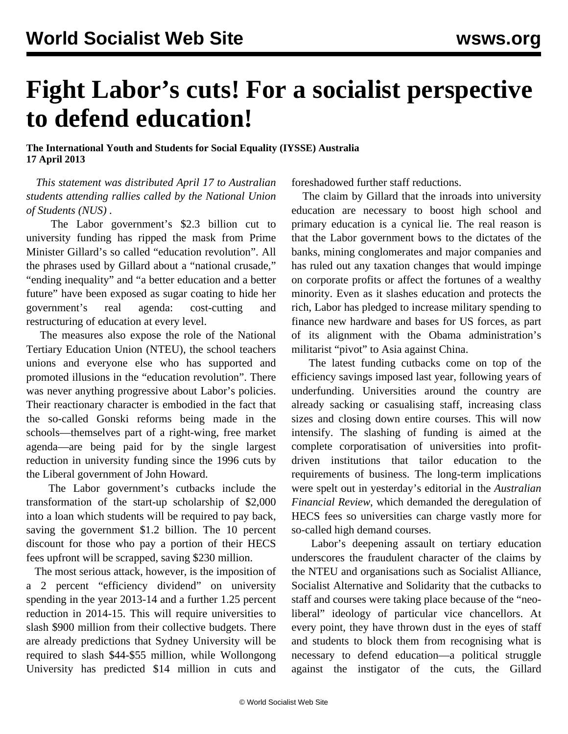# Fight Labor's cuts! For a socialist perspective to defend education!

**The International Youth and Students for Social Equality (IYSSE) Australia**
**17 April 2013**

*This statement was distributed April 17 to Australian students attending rallies called by the National Union of Students (NUS) .*

The Labor government's $2.3 billion cut to university funding has ripped the mask from Prime Minister Gillard's so called "education revolution". All the phrases used by Gillard about a "national crusade," "ending inequality" and "a better education and a better future" have been exposed as sugar coating to hide her government's real agenda: cost-cutting and restructuring of education at every level.

The measures also expose the role of the National Tertiary Education Union (NTEU), the school teachers unions and everyone else who has supported and promoted illusions in the "education revolution". There was never anything progressive about Labor's policies. Their reactionary character is embodied in the fact that the so-called Gonski reforms being made in the schools—themselves part of a right-wing, free market agenda—are being paid for by the single largest reduction in university funding since the 1996 cuts by the Liberal government of John Howard.

The Labor government's cutbacks include the transformation of the start-up scholarship of $2,000 into a loan which students will be required to pay back, saving the government $1.2 billion. The 10 percent discount for those who pay a portion of their HECS fees upfront will be scrapped, saving $230 million.

The most serious attack, however, is the imposition of a 2 percent "efficiency dividend" on university spending in the year 2013-14 and a further 1.25 percent reduction in 2014-15. This will require universities to slash $900 million from their collective budgets. There are already predictions that Sydney University will be required to slash $44-$55 million, while Wollongong University has predicted $14 million in cuts and foreshadowed further staff reductions.

The claim by Gillard that the inroads into university education are necessary to boost high school and primary education is a cynical lie. The real reason is that the Labor government bows to the dictates of the banks, mining conglomerates and major companies and has ruled out any taxation changes that would impinge on corporate profits or affect the fortunes of a wealthy minority. Even as it slashes education and protects the rich, Labor has pledged to increase military spending to finance new hardware and bases for US forces, as part of its alignment with the Obama administration's militarist "pivot" to Asia against China.

The latest funding cutbacks come on top of the efficiency savings imposed last year, following years of underfunding. Universities around the country are already sacking or casualising staff, increasing class sizes and closing down entire courses. This will now intensify. The slashing of funding is aimed at the complete corporatisation of universities into profit-driven institutions that tailor education to the requirements of business. The long-term implications were spelt out in yesterday's editorial in the *Australian Financial Review*, which demanded the deregulation of HECS fees so universities can charge vastly more for so-called high demand courses.

Labor's deepening assault on tertiary education underscores the fraudulent character of the claims by the NTEU and organisations such as Socialist Alliance, Socialist Alternative and Solidarity that the cutbacks to staff and courses were taking place because of the "neo-liberal" ideology of particular vice chancellors. At every point, they have thrown dust in the eyes of staff and students to block them from recognising what is necessary to defend education—a political struggle against the instigator of the cuts, the Gillard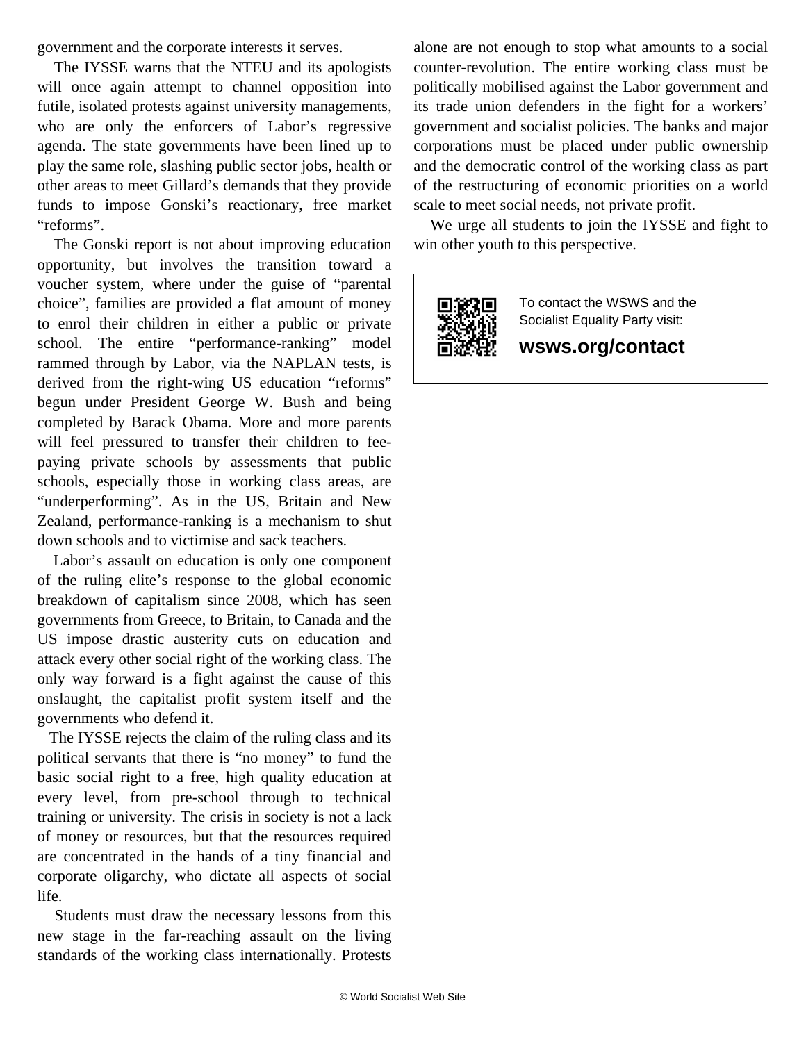government and the corporate interests it serves.

The IYSSE warns that the NTEU and its apologists will once again attempt to channel opposition into futile, isolated protests against university managements, who are only the enforcers of Labor's regressive agenda. The state governments have been lined up to play the same role, slashing public sector jobs, health or other areas to meet Gillard's demands that they provide funds to impose Gonski's reactionary, free market "reforms".

The Gonski report is not about improving education opportunity, but involves the transition toward a voucher system, where under the guise of "parental choice", families are provided a flat amount of money to enrol their children in either a public or private school. The entire "performance-ranking" model rammed through by Labor, via the NAPLAN tests, is derived from the right-wing US education "reforms" begun under President George W. Bush and being completed by Barack Obama. More and more parents will feel pressured to transfer their children to fee-paying private schools by assessments that public schools, especially those in working class areas, are "underperforming". As in the US, Britain and New Zealand, performance-ranking is a mechanism to shut down schools and to victimise and sack teachers.

Labor's assault on education is only one component of the ruling elite's response to the global economic breakdown of capitalism since 2008, which has seen governments from Greece, to Britain, to Canada and the US impose drastic austerity cuts on education and attack every other social right of the working class. The only way forward is a fight against the cause of this onslaught, the capitalist profit system itself and the governments who defend it.

The IYSSE rejects the claim of the ruling class and its political servants that there is "no money" to fund the basic social right to a free, high quality education at every level, from pre-school through to technical training or university. The crisis in society is not a lack of money or resources, but that the resources required are concentrated in the hands of a tiny financial and corporate oligarchy, who dictate all aspects of social life.

Students must draw the necessary lessons from this new stage in the far-reaching assault on the living standards of the working class internationally. Protests alone are not enough to stop what amounts to a social counter-revolution. The entire working class must be politically mobilised against the Labor government and its trade union defenders in the fight for a workers' government and socialist policies. The banks and major corporations must be placed under public ownership and the democratic control of the working class as part of the restructuring of economic priorities on a world scale to meet social needs, not private profit.

We urge all students to join the IYSSE and fight to win other youth to this perspective.

To contact the WSWS and the Socialist Equality Party visit:

**wsws.org/contact**